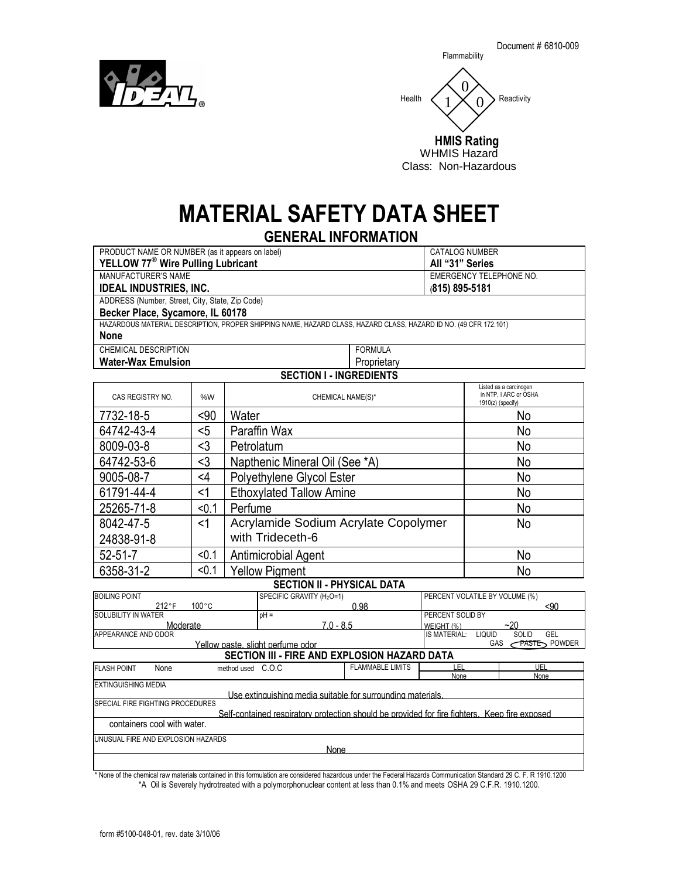Document # 6810-009

Flammability: 0
Health: 1
Reactivity: 0

**HMIS Rating**
WHMIS Hazard Class: Non-Hazardous

# MATERIAL SAFETY DATA SHEET

## GENERAL INFORMATION

| | |
|---|---|
| PRODUCT NAME OR NUMBER (as it appears on label)<br>**YELLOW 77® Wire Pulling Lubricant** | CATALOG NUMBER<br>**All "31" Series** |
| MANUFACTURER'S NAME<br>**IDEAL INDUSTRIES, INC.** | EMERGENCY TELEPHONE NO.<br>**(815) 895-5181** |
| ADDRESS (Number, Street, City, State, Zip Code)<br>**Becker Place, Sycamore, IL 60178** | |
| HAZARDOUS MATERIAL DESCRIPTION, PROPER SHIPPING NAME, HAZARD CLASS, HAZARD CLASS, HAZARD ID NO. (49 CFR 172.101)<br>**None** | |
| CHEMICAL DESCRIPTION<br>**Water-Wax Emulsion** | FORMULA<br>Proprietary |

## SECTION I - INGREDIENTS

| CAS REGISTRY NO. | %W | CHEMICAL NAME(S)* | Listed as a carcinogen in NTP, I ARC or OSHA 1910(z) (specify) |
|---|---|---|---|
| 7732-18-5 | <90 | Water | No |
| 64742-43-4 | <5 | Paraffin Wax | No |
| 8009-03-8 | <3 | Petrolatum | No |
| 64742-53-6 | <3 | Napthenic Mineral Oil (See *A) | No |
| 9005-08-7 | <4 | Polyethylene Glycol Ester | No |
| 61791-44-4 | <1 | Ethoxylated Tallow Amine | No |
| 25265-71-8 | <0.1 | Perfume | No |
| 8042-47-5<br>24838-91-8 | <1 | Acrylamide Sodium Acrylate Copolymer with Trideceth-6 | No |
| 52-51-7 | <0.1 | Antimicrobial Agent | No |
| 6358-31-2 | <0.1 | Yellow Pigment | No |

## SECTION II - PHYSICAL DATA

| | | |
|---|---|---|
| BOILING POINT<br>212°F 100°C | SPECIFIC GRAVITY ($H_2O$=1)<br>0.98 | PERCENT VOLATILE BY VOLUME (%)<br><90 |
| SOLUBILITY IN WATER<br>Moderate | pH =<br>7.0 - 8.5 | PERCENT SOLID BY WEIGHT (%)<br>~20 |
| APPEARANCE AND ODOR<br>Yellow paste, slight perfume odor | | IS MATERIAL: LIQUID SOLID GEL GAS **PASTE** (circled) POWDER |

## SECTION III - FIRE AND EXPLOSION HAZARD DATA

| FLASH POINT | method used | FLAMMABLE LIMITS | LEL | UEL |
|---|---|---|---|---|
| None | C.O.C | | None | None |

EXTINGUISHING MEDIA

Use extinguishing media suitable for surrounding materials.

SPECIAL FIRE FIGHTING PROCEDURES

Self-contained respiratory protection should be provided for fire fighters. Keep fire exposed containers cool with water.

UNUSUAL FIRE AND EXPLOSION HAZARDS

None

\* None of the chemical raw materials contained in this formulation are considered hazardous under the Federal Hazards Communication Standard 29 C. F. R 1910.1200

*A Oil is Severely hydrotreated with a polymorphonuclear content at less than 0.1% and meets OSHA 29 C.F.R. 1910.1200.

form #5100-048-01, rev. date 3/10/06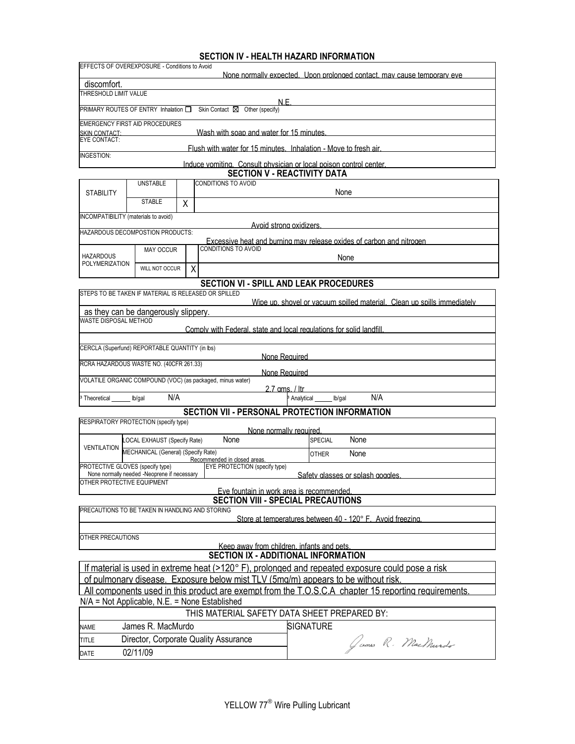## SECTION IV - HEALTH HAZARD INFORMATION

EFFECTS OF OVEREXPOSURE - Conditions to Avoid

None normally expected. Upon prolonged contact, may cause temporary eye discomfort.

THRESHOLD LIMIT VALUE

N.E.

PRIMARY ROUTES OF ENTRY Inhalation ☐ Skin Contact ☒ Other (specify)

EMERGENCY FIRST AID PROCEDURES

SKIN CONTACT: Wash with soap and water for 15 minutes.

EYE CONTACT: Flush with water for 15 minutes. Inhalation - Move to fresh air.

INGESTION: Induce vomiting. Consult physician or local poison control center.

## SECTION V - REACTIVITY DATA

| | | | |
|---|---|---|---|
| STABILITY | UNSTABLE | | CONDITIONS TO AVOID None |
| | STABLE | X | |

INCOMPATIBILITY (materials to avoid)

Avoid strong oxidizers.

HAZARDOUS DECOMPOSTION PRODUCTS:

Excessive heat and burning may release oxides of carbon and nitrogen

| | | | |
|---|---|---|---|
| HAZARDOUS POLYMERIZATION | MAY OCCUR | | CONDITIONS TO AVOID None |
| | WILL NOT OCCUR | X | |

## SECTION VI - SPILL AND LEAK PROCEDURES

STEPS TO BE TAKEN IF MATERIAL IS RELEASED OR SPILLED

Wipe up, shovel or vacuum spilled material. Clean up spills immediately as they can be dangerously slippery.

WASTE DISPOSAL METHOD

Comply with Federal, state and local regulations for solid landfill.

CERCLA (Superfund) REPORTABLE QUANTITY (in lbs)

None Required

RCRA HAZARDOUS WASTE NO. (40CFR 261.33)

None Required

VOLATILE ORGANIC COMPOUND (VOC) (as packaged, minus water)

2.7 gms. / ltr

[3] Theoretical ______ lb/gal N/A [3] Analytical ______ lb/gal N/A

## SECTION VII - PERSONAL PROTECTION INFORMATION

RESPIRATORY PROTECTION (specify type)

None normally required.

| | | | | |
|---|---|---|---|---|
| VENTILATION | LOCAL EXHAUST (Specify Rate) | None | SPECIAL | None |
| | MECHANICAL (General) (Specify Rate) | Recommended in closed areas. | OTHER | None |

PROTECTIVE GLOVES (specify type) None normally needed -Neoprene if necessary

EYE PROTECTION (specify type) Safety glasses or splash goggles.

OTHER PROTECTIVE EQUIPMENT

Eye fountain in work area is recommended.

## SECTION VIII - SPECIAL PRECAUTIONS

PRECAUTIONS TO BE TAKEN IN HANDLING AND STORING

Store at temperatures between 40 - 120° F. Avoid freezing.

OTHER PRECAUTIONS

Keep away from children, infants and pets.

## SECTION IX - ADDITIONAL INFORMATION

If material is used in extreme heat (>120° F), prolonged and repeated exposure could pose a risk of pulmonary disease. Exposure below mist TLV (5mg/m) appears to be without risk.

All components used in this product are exempt from the T.O.S.C.A chapter 15 reporting requirements.

N/A = Not Applicable, N.E. = None Established

THIS MATERIAL SAFETY DATA SHEET PREPARED BY:

| | | |
|---|---|---|
| NAME | James R. MacMurdo | SIGNATURE |
| TITLE | Director, Corporate Quality Assurance | James R. MacMurdo |
| DATE | 02/11/09 | |

YELLOW 77® Wire Pulling Lubricant